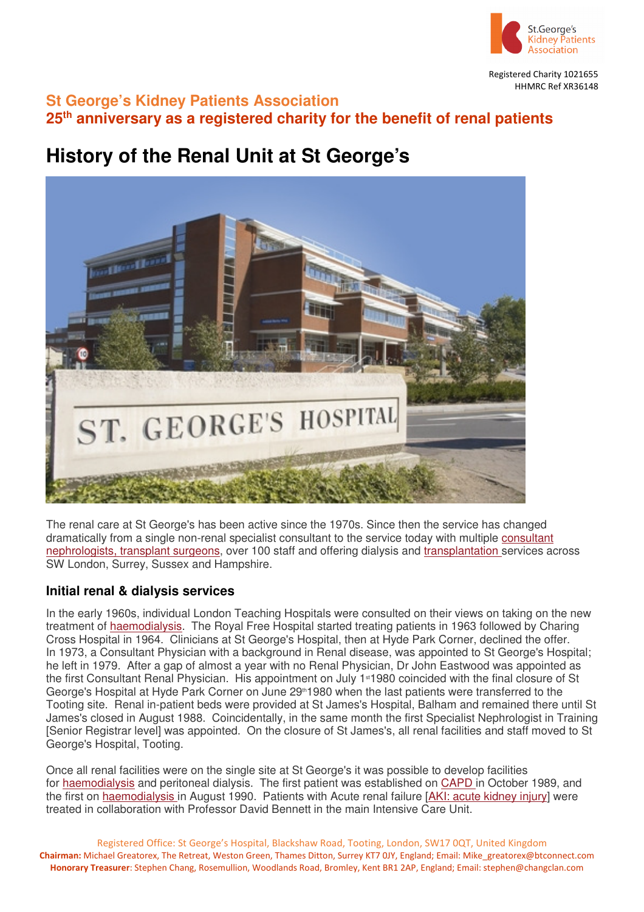Registered Charity 1021655
HHMRC Ref XR36148

## St George's Kidney Patients Association
## 25th anniversary as a registered charity for the benefit of renal patients

# History of the Renal Unit at St George's

The renal care at St George's has been active since the 1970s. Since then the service has changed dramatically from a single non-renal specialist consultant to the service today with multiple consultant nephrologists, transplant surgeons, over 100 staff and offering dialysis and transplantation services across SW London, Surrey, Sussex and Hampshire.

### Initial renal & dialysis services

In the early 1960s, individual London Teaching Hospitals were consulted on their views on taking on the new treatment of haemodialysis. The Royal Free Hospital started treating patients in 1963 followed by Charing Cross Hospital in 1964. Clinicians at St George's Hospital, then at Hyde Park Corner, declined the offer. In 1973, a Consultant Physician with a background in Renal disease, was appointed to St George's Hospital; he left in 1979. After a gap of almost a year with no Renal Physician, Dr John Eastwood was appointed as the first Consultant Renal Physician. His appointment on July 1st 1980 coincided with the final closure of St George's Hospital at Hyde Park Corner on June 29th 1980 when the last patients were transferred to the Tooting site. Renal in-patient beds were provided at St James's Hospital, Balham and remained there until St James's closed in August 1988. Coincidentally, in the same month the first Specialist Nephrologist in Training [Senior Registrar level] was appointed. On the closure of St James's, all renal facilities and staff moved to St George's Hospital, Tooting.

Once all renal facilities were on the single site at St George's it was possible to develop facilities for haemodialysis and peritoneal dialysis. The first patient was established on CAPD in October 1989, and the first on haemodialysis in August 1990. Patients with Acute renal failure [AKI: acute kidney injury] were treated in collaboration with Professor David Bennett in the main Intensive Care Unit.

Registered Office: St George's Hospital, Blackshaw Road, Tooting, London, SW17 0QT, United Kingdom
**Chairman:** Michael Greatorex, The Retreat, Weston Green, Thames Ditton, Surrey KT7 0JY, England; Email: Mike_greatorex@btconnect.com
**Honorary Treasurer**: Stephen Chang, Rosemullion, Woodlands Road, Bromley, Kent BR1 2AP, England; Email: stephen@changclan.com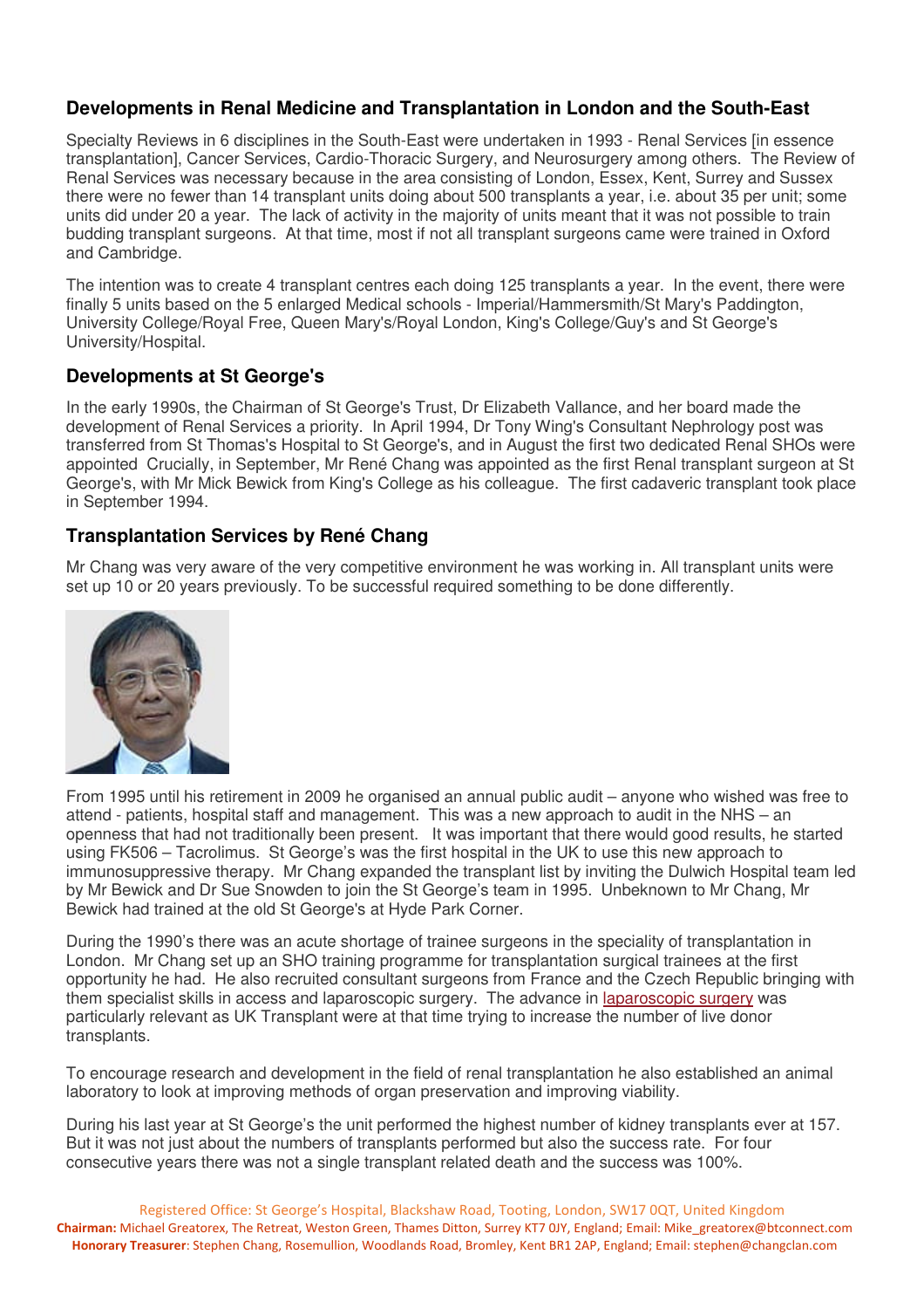## Developments in Renal Medicine and Transplantation in London and the South-East

Specialty Reviews in 6 disciplines in the South-East were undertaken in 1993 - Renal Services [in essence transplantation], Cancer Services, Cardio-Thoracic Surgery, and Neurosurgery among others. The Review of Renal Services was necessary because in the area consisting of London, Essex, Kent, Surrey and Sussex there were no fewer than 14 transplant units doing about 500 transplants a year, i.e. about 35 per unit; some units did under 20 a year. The lack of activity in the majority of units meant that it was not possible to train budding transplant surgeons. At that time, most if not all transplant surgeons came were trained in Oxford and Cambridge.

The intention was to create 4 transplant centres each doing 125 transplants a year. In the event, there were finally 5 units based on the 5 enlarged Medical schools - Imperial/Hammersmith/St Mary's Paddington, University College/Royal Free, Queen Mary's/Royal London, King's College/Guy's and St George's University/Hospital.

## Developments at St George's

In the early 1990s, the Chairman of St George's Trust, Dr Elizabeth Vallance, and her board made the development of Renal Services a priority. In April 1994, Dr Tony Wing's Consultant Nephrology post was transferred from St Thomas's Hospital to St George's, and in August the first two dedicated Renal SHOs were appointed Crucially, in September, Mr René Chang was appointed as the first Renal transplant surgeon at St George's, with Mr Mick Bewick from King's College as his colleague. The first cadaveric transplant took place in September 1994.

## Transplantation Services by René Chang

Mr Chang was very aware of the very competitive environment he was working in. All transplant units were set up 10 or 20 years previously. To be successful required something to be done differently.

From 1995 until his retirement in 2009 he organised an annual public audit – anyone who wished was free to attend - patients, hospital staff and management. This was a new approach to audit in the NHS – an openness that had not traditionally been present. It was important that there would good results, he started using FK506 – Tacrolimus. St George's was the first hospital in the UK to use this new approach to immunosuppressive therapy. Mr Chang expanded the transplant list by inviting the Dulwich Hospital team led by Mr Bewick and Dr Sue Snowden to join the St George's team in 1995. Unbeknown to Mr Chang, Mr Bewick had trained at the old St George's at Hyde Park Corner.

During the 1990's there was an acute shortage of trainee surgeons in the speciality of transplantation in London. Mr Chang set up an SHO training programme for transplantation surgical trainees at the first opportunity he had. He also recruited consultant surgeons from France and the Czech Republic bringing with them specialist skills in access and laparoscopic surgery. The advance in laparoscopic surgery was particularly relevant as UK Transplant were at that time trying to increase the number of live donor transplants.

To encourage research and development in the field of renal transplantation he also established an animal laboratory to look at improving methods of organ preservation and improving viability.

During his last year at St George's the unit performed the highest number of kidney transplants ever at 157. But it was not just about the numbers of transplants performed but also the success rate. For four consecutive years there was not a single transplant related death and the success was 100%.

Registered Office: St George's Hospital, Blackshaw Road, Tooting, London, SW17 0QT, United Kingdom
**Chairman:** Michael Greatorex, The Retreat, Weston Green, Thames Ditton, Surrey KT7 0JY, England; Email: Mike_greatorex@btconnect.com
**Honorary Treasurer**: Stephen Chang, Rosemullion, Woodlands Road, Bromley, Kent BR1 2AP, England; Email: stephen@changclan.com